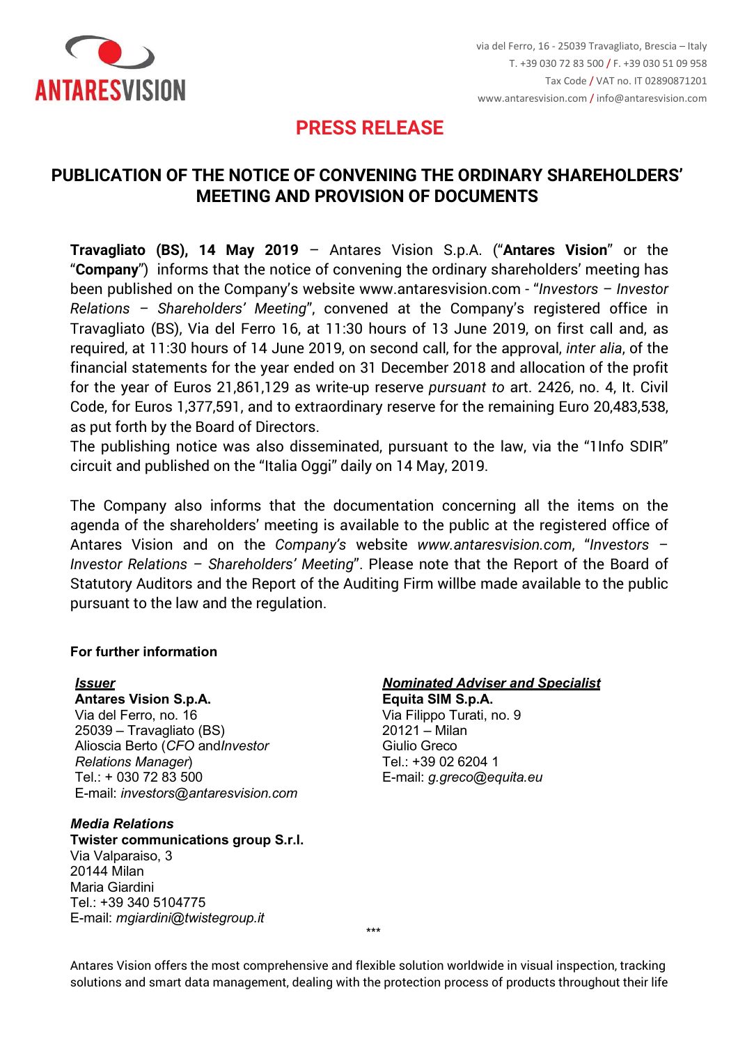via del Ferro, 16 - 25039 Travagliato, Brescia – Italy
T. +39 030 72 83 500 / F. +39 030 51 09 958
Tax Code / VAT no. IT 02890871201
www.antaresvision.com / info@antaresvision.com

# PRESS RELEASE

## PUBLICATION OF THE NOTICE OF CONVENING THE ORDINARY SHAREHOLDERS' MEETING AND PROVISION OF DOCUMENTS

**Travagliato (BS), 14 May 2019** – Antares Vision S.p.A. ("**Antares Vision**" or the "**Company**") informs that the notice of convening the ordinary shareholders' meeting has been published on the Company's website www.antaresvision.com - "*Investors – Investor Relations – Shareholders' Meeting*", convened at the Company's registered office in Travagliato (BS), Via del Ferro 16, at 11:30 hours of 13 June 2019, on first call and, as required, at 11:30 hours of 14 June 2019, on second call, for the approval, *inter alia*, of the financial statements for the year ended on 31 December 2018 and allocation of the profit for the year of Euros 21,861,129 as write-up reserve *pursuant to* art. 2426, no. 4, It. Civil Code, for Euros 1,377,591, and to extraordinary reserve for the remaining Euro 20,483,538, as put forth by the Board of Directors.
The publishing notice was also disseminated, pursuant to the law, via the "1Info SDIR" circuit and published on the "Italia Oggi" daily on 14 May, 2019.

The Company also informs that the documentation concerning all the items on the agenda of the shareholders' meeting is available to the public at the registered office of Antares Vision and on the *Company's* website *www.antaresvision.com*, "*Investors – Investor Relations – Shareholders' Meeting*". Please note that the Report of the Board of Statutory Auditors and the Report of the Auditing Firm willbe made available to the public pursuant to the law and the regulation.

**For further information**

***Issuer***
**Antares Vision S.p.A.**
Via del Ferro, no. 16
25039 – Travagliato (BS)
Alioscia Berto (*CFO* and*Investor Relations Manager*)
Tel.: + 030 72 83 500
E-mail: *investors@antaresvision.com*

***Nominated Adviser and Specialist***
**Equita SIM S.p.A.**
Via Filippo Turati, no. 9
20121 – Milan
Giulio Greco
Tel.: +39 02 6204 1
E-mail: *g.greco@equita.eu*

***Media Relations***
**Twister communications group S.r.l.**
Via Valparaiso, 3
20144 Milan
Maria Giardini
Tel.: +39 340 5104775
E-mail: *mgiardini@twistegroup.it*

\*\*\*

Antares Vision offers the most comprehensive and flexible solution worldwide in visual inspection, tracking solutions and smart data management, dealing with the protection process of products throughout their life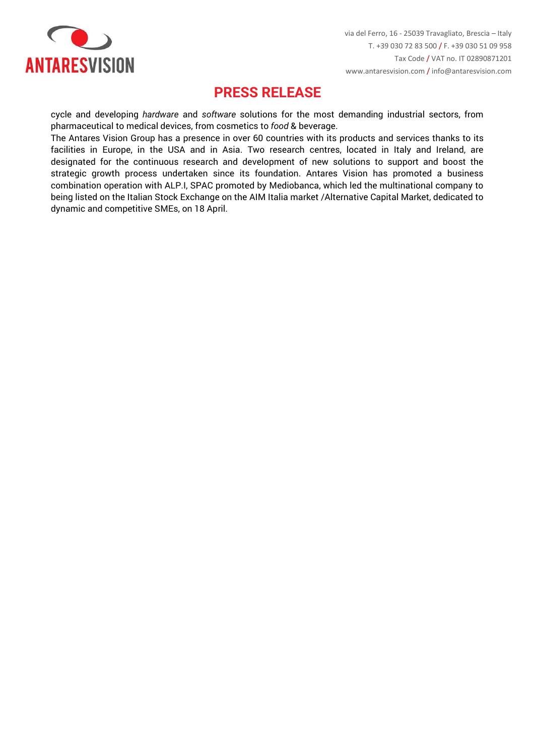cycle and developing *hardware* and *software* solutions for the most demanding industrial sectors, from pharmaceutical to medical devices, from cosmetics to *food* & beverage.
The Antares Vision Group has a presence in over 60 countries with its products and services thanks to its facilities in Europe, in the USA and in Asia. Two research centres, located in Italy and Ireland, are designated for the continuous research and development of new solutions to support and boost the strategic growth process undertaken since its foundation. Antares Vision has promoted a business combination operation with ALP.I, SPAC promoted by Mediobanca, which led the multinational company to being listed on the Italian Stock Exchange on the AIM Italia market /Alternative Capital Market, dedicated to dynamic and competitive SMEs, on 18 April.